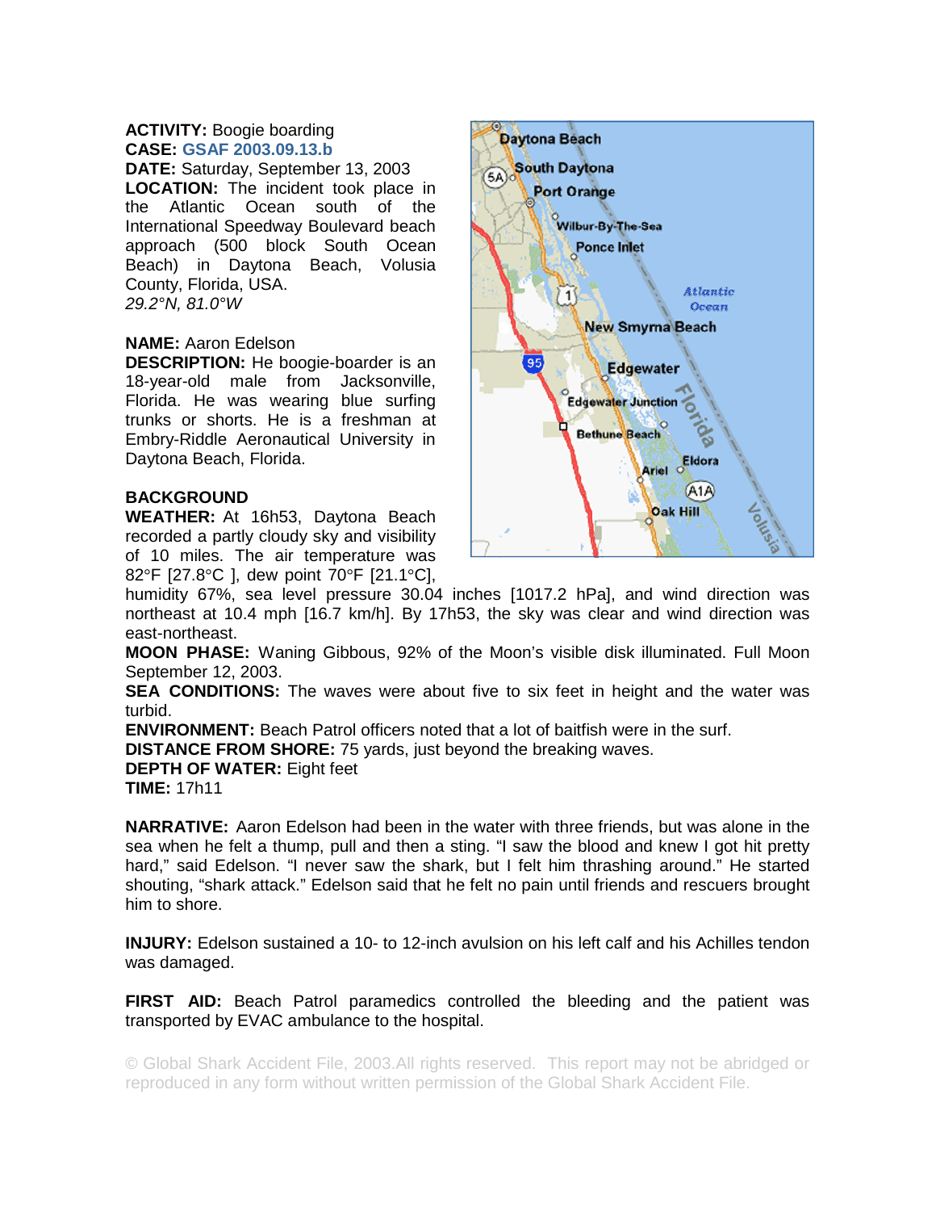**ACTIVITY:** Boogie boarding
**CASE:** GSAF 2003.09.13.b
**DATE:** Saturday, September 13, 2003
**LOCATION:** The incident took place in the Atlantic Ocean south of the International Speedway Boulevard beach approach (500 block South Ocean Beach) in Daytona Beach, Volusia County, Florida, USA.
*29.2°N, 81.0°W*

**NAME:** Aaron Edelson
**DESCRIPTION:** He boogie-boarder is an 18-year-old male from Jacksonville, Florida. He was wearing blue surfing trunks or shorts. He is a freshman at Embry-Riddle Aeronautical University in Daytona Beach, Florida.

**BACKGROUND**
**WEATHER:** At 16h53, Daytona Beach recorded a partly cloudy sky and visibility of 10 miles. The air temperature was 82°F [27.8°C ], dew point 70°F [21.1°C], humidity 67%, sea level pressure 30.04 inches [1017.2 hPa], and wind direction was northeast at 10.4 mph [16.7 km/h]. By 17h53, the sky was clear and wind direction was east-northeast.
**MOON PHASE:** Waning Gibbous, 92% of the Moon's visible disk illuminated. Full Moon September 12, 2003.
**SEA CONDITIONS:** The waves were about five to six feet in height and the water was turbid.
**ENVIRONMENT:** Beach Patrol officers noted that a lot of baitfish were in the surf.
**DISTANCE FROM SHORE:** 75 yards, just beyond the breaking waves.
**DEPTH OF WATER:** Eight feet
**TIME:** 17h11

**NARRATIVE:** Aaron Edelson had been in the water with three friends, but was alone in the sea when he felt a thump, pull and then a sting. "I saw the blood and knew I got hit pretty hard," said Edelson. "I never saw the shark, but I felt him thrashing around." He started shouting, "shark attack." Edelson said that he felt no pain until friends and rescuers brought him to shore.

**INJURY:** Edelson sustained a 10- to 12-inch avulsion on his left calf and his Achilles tendon was damaged.

**FIRST AID:** Beach Patrol paramedics controlled the bleeding and the patient was transported by EVAC ambulance to the hospital.

© Global Shark Accident File, 2003.All rights reserved. This report may not be abridged or reproduced in any form without written permission of the Global Shark Accident File.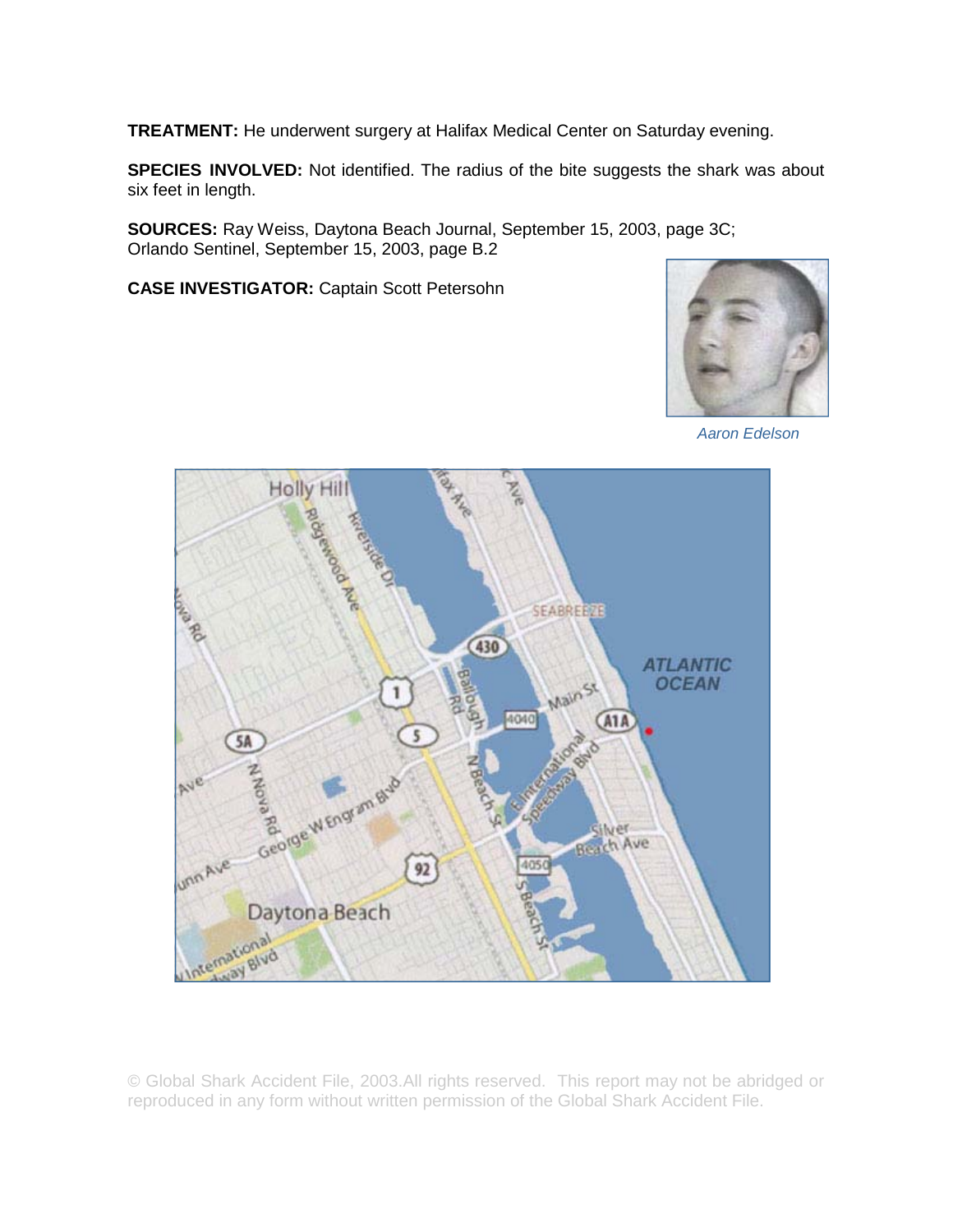**TREATMENT:** He underwent surgery at Halifax Medical Center on Saturday evening.

**SPECIES INVOLVED:** Not identified. The radius of the bite suggests the shark was about six feet in length.

**SOURCES:** Ray Weiss, Daytona Beach Journal, September 15, 2003, page 3C; Orlando Sentinel, September 15, 2003, page B.2

**CASE INVESTIGATOR:** Captain Scott Petersohn

*Aaron Edelson*

© Global Shark Accident File, 2003.All rights reserved. This report may not be abridged or reproduced in any form without written permission of the Global Shark Accident File.